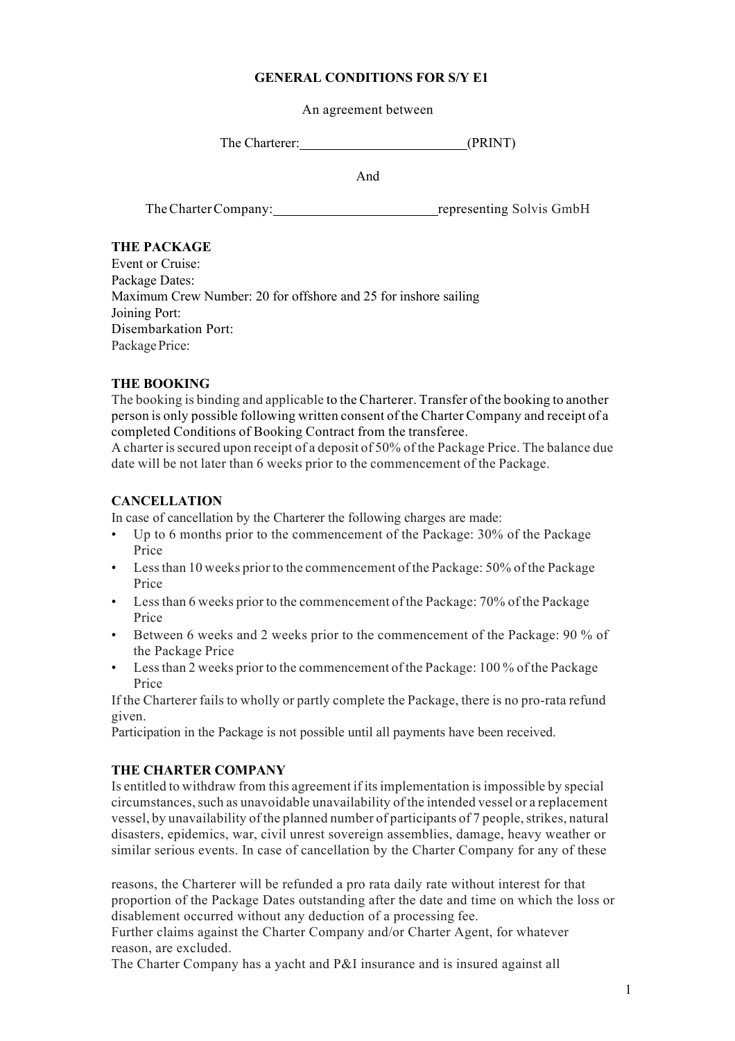**GENERAL CONDITIONS FOR S/Y E1**

An agreement between

The Charterer:________________________(PRINT)

And

The Charter Company:________________________representing Solvis GmbH

**THE PACKAGE**

Event or Cruise:
Package Dates:
Maximum Crew Number: 20 for offshore and 25 for inshore sailing
Joining Port:
Disembarkation Port:
Package Price:

**THE BOOKING**

The booking is binding and applicable to the Charterer. Transfer of the booking to another person is only possible following written consent of the Charter Company and receipt of a completed Conditions of Booking Contract from the transferee.
A charter is secured upon receipt of a deposit of 50% of the Package Price. The balance due date will be not later than 6 weeks prior to the commencement of the Package.

**CANCELLATION**

In case of cancellation by the Charterer the following charges are made:

- Up to 6 months prior to the commencement of the Package: 30% of the Package Price
- Less than 10 weeks prior to the commencement of the Package: 50% of the Package Price
- Less than 6 weeks prior to the commencement of the Package: 70% of the Package Price
- Between 6 weeks and 2 weeks prior to the commencement of the Package: 90 % of the Package Price
- Less than 2 weeks prior to the commencement of the Package: 100 % of the Package Price

If the Charterer fails to wholly or partly complete the Package, there is no pro-rata refund given.
Participation in the Package is not possible until all payments have been received.

**THE CHARTER COMPANY**

Is entitled to withdraw from this agreement if its implementation is impossible by special circumstances, such as unavoidable unavailability of the intended vessel or a replacement vessel, by unavailability of the planned number of participants of 7 people, strikes, natural disasters, epidemics, war, civil unrest sovereign assemblies, damage, heavy weather or similar serious events. In case of cancellation by the Charter Company for any of these

reasons, the Charterer will be refunded a pro rata daily rate without interest for that proportion of the Package Dates outstanding after the date and time on which the loss or disablement occurred without any deduction of a processing fee.
Further claims against the Charter Company and/or Charter Agent, for whatever reason, are excluded.
The Charter Company has a yacht and P&I insurance and is insured against all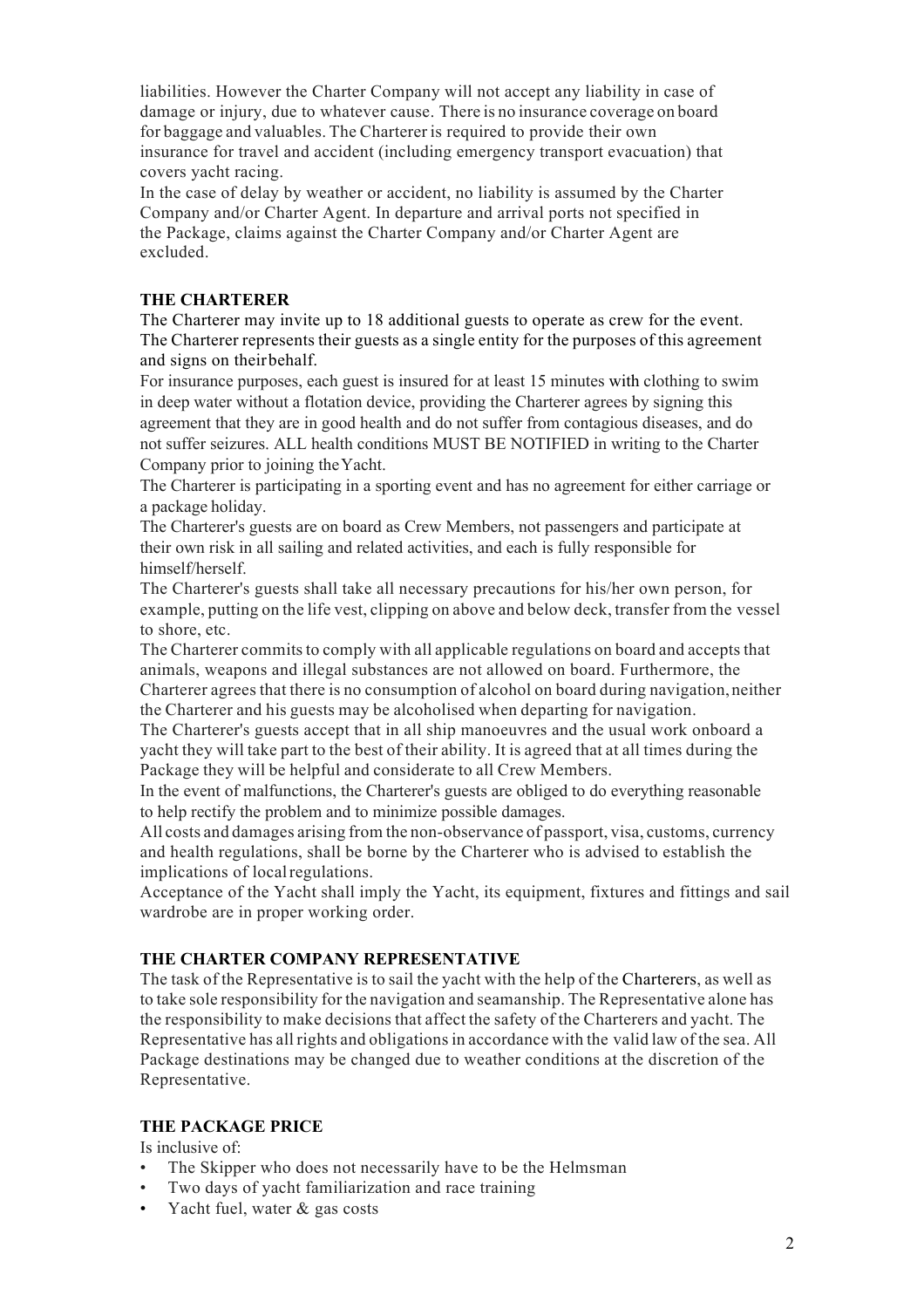liabilities. However the Charter Company will not accept any liability in case of damage or injury, due to whatever cause. There is no insurance coverage on board for baggage and valuables. The Charterer is required to provide their own insurance for travel and accident (including emergency transport evacuation) that covers yacht racing.

In the case of delay by weather or accident, no liability is assumed by the Charter Company and/or Charter Agent. In departure and arrival ports not specified in the Package, claims against the Charter Company and/or Charter Agent are excluded.

## THE CHARTERER

The Charterer may invite up to 18 additional guests to operate as crew for the event. The Charterer represents their guests as a single entity for the purposes of this agreement and signs on their behalf.

For insurance purposes, each guest is insured for at least 15 minutes with clothing to swim in deep water without a flotation device, providing the Charterer agrees by signing this agreement that they are in good health and do not suffer from contagious diseases, and do not suffer seizures. ALL health conditions MUST BE NOTIFIED in writing to the Charter Company prior to joining the Yacht.

The Charterer is participating in a sporting event and has no agreement for either carriage or a package holiday.

The Charterer's guests are on board as Crew Members, not passengers and participate at their own risk in all sailing and related activities, and each is fully responsible for himself/herself.

The Charterer's guests shall take all necessary precautions for his/her own person, for example, putting on the life vest, clipping on above and below deck, transfer from the vessel to shore, etc.

The Charterer commits to comply with all applicable regulations on board and accepts that animals, weapons and illegal substances are not allowed on board. Furthermore, the Charterer agrees that there is no consumption of alcohol on board during navigation, neither the Charterer and his guests may be alcoholised when departing for navigation.

The Charterer's guests accept that in all ship manoeuvres and the usual work onboard a yacht they will take part to the best of their ability. It is agreed that at all times during the Package they will be helpful and considerate to all Crew Members.

In the event of malfunctions, the Charterer's guests are obliged to do everything reasonable to help rectify the problem and to minimize possible damages.

All costs and damages arising from the non-observance of passport, visa, customs, currency and health regulations, shall be borne by the Charterer who is advised to establish the implications of local regulations.

Acceptance of the Yacht shall imply the Yacht, its equipment, fixtures and fittings and sail wardrobe are in proper working order.

## THE CHARTER COMPANY REPRESENTATIVE

The task of the Representative is to sail the yacht with the help of the Charterers, as well as to take sole responsibility for the navigation and seamanship. The Representative alone has the responsibility to make decisions that affect the safety of the Charterers and yacht. The Representative has all rights and obligations in accordance with the valid law of the sea. All Package destinations may be changed due to weather conditions at the discretion of the Representative.

## THE PACKAGE PRICE

Is inclusive of:

- The Skipper who does not necessarily have to be the Helmsman
- Two days of yacht familiarization and race training
- Yacht fuel, water & gas costs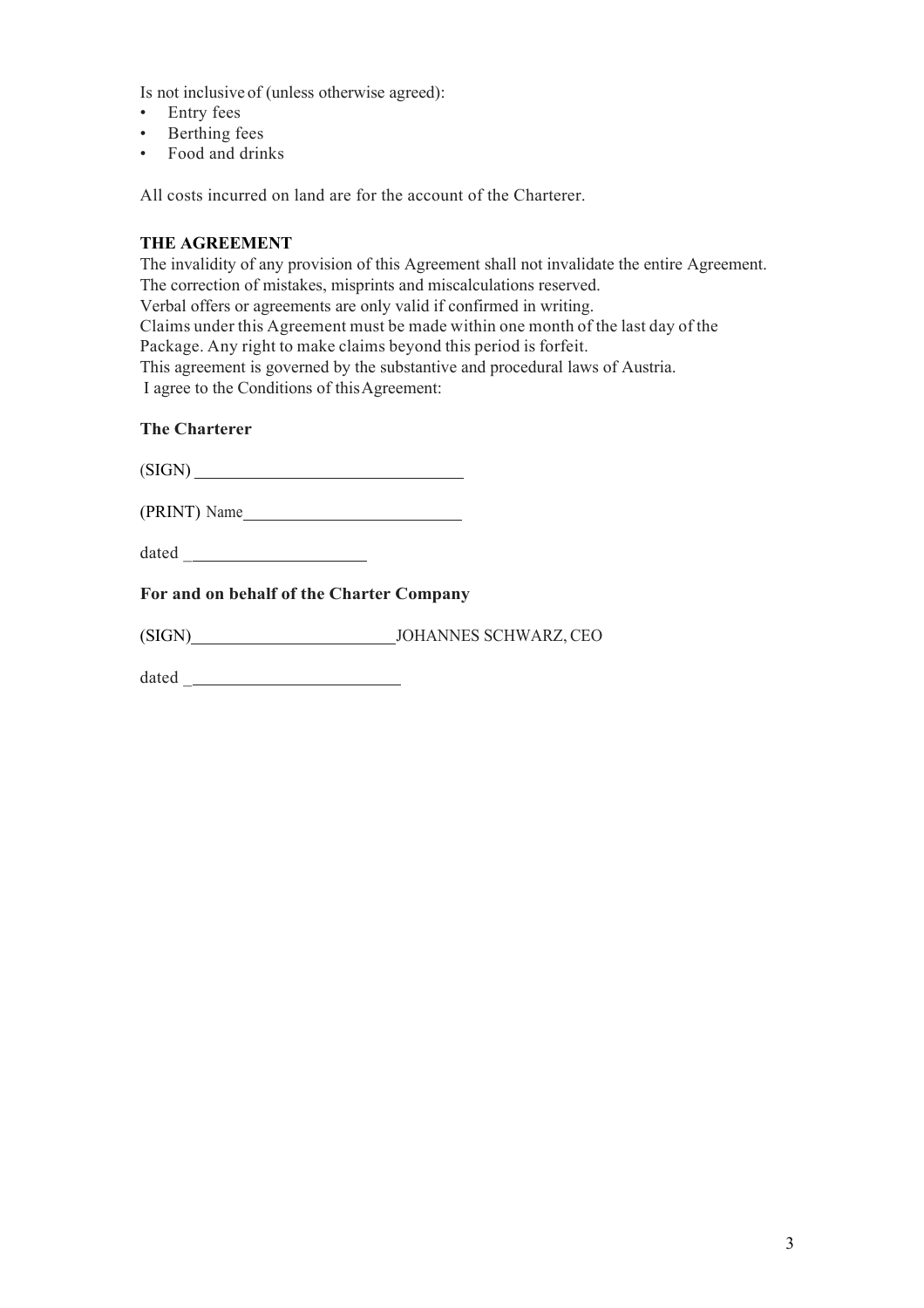Is not inclusive of (unless otherwise agreed):

- Entry fees
- Berthing fees
- Food and drinks

All costs incurred on land are for the account of the Charterer.

**THE AGREEMENT**

The invalidity of any provision of this Agreement shall not invalidate the entire Agreement.
The correction of mistakes, misprints and miscalculations reserved.
Verbal offers or agreements are only valid if confirmed in writing.
Claims under this Agreement must be made within one month of the last day of the Package. Any right to make claims beyond this period is forfeit.
This agreement is governed by the substantive and procedural laws of Austria.
I agree to the Conditions of this Agreement:

**The Charterer**

(SIGN) ________________________________

(PRINT) Name__________________________

dated _____________________

**For and on behalf of the Charter Company**

(SIGN)________________________JOHANNES SCHWARZ, CEO

dated _________________________